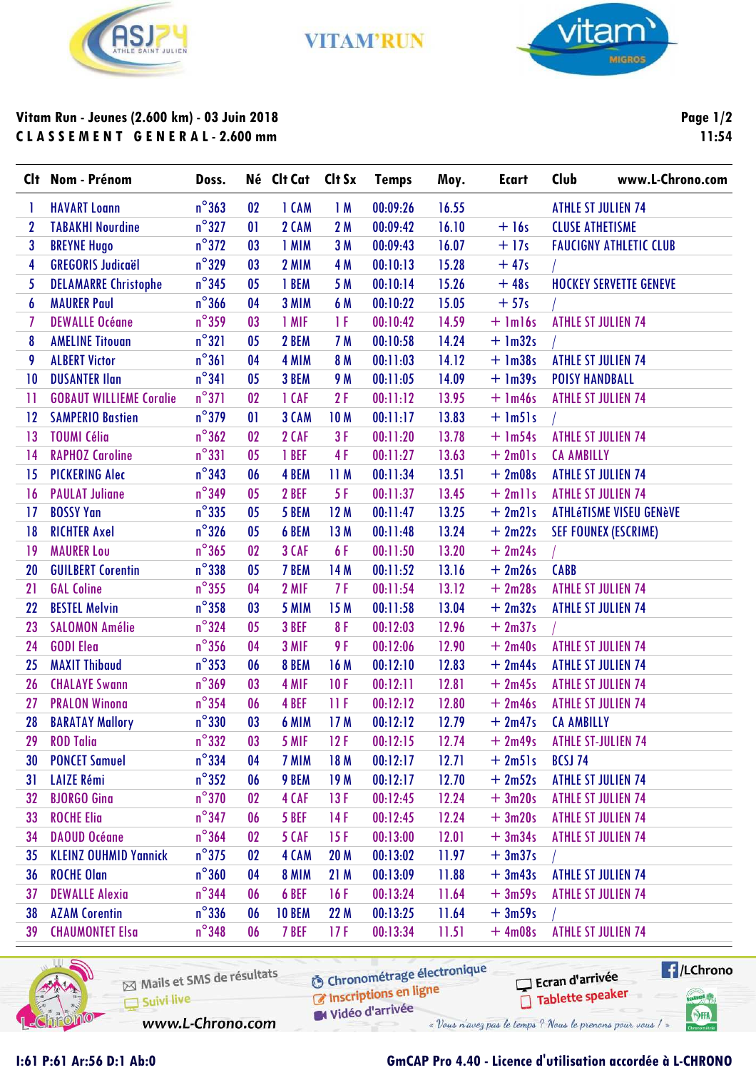VITAM'RUN

**Vitam Run - Jeunes (2.600 km) - 03 Juin 2018**
**C L A S S E M E N T  G E N E R A L - 2.600 mm**

| Clt | Nom - Prénom | Doss. | Né | Clt Cat | Clt Sx | Temps | Moy. | Ecart | Club |
|---|---|---|---|---|---|---|---|---|---|
| 1 | HAVART Loann | n°363 | 02 | 1 CAM | 1 M | 00:09:26 | 16.55 | | ATHLE ST JULIEN 74 |
| 2 | TABAKHI Nourdine | n°327 | 01 | 2 CAM | 2 M | 00:09:42 | 16.10 | + 16s | CLUSE ATHETISME |
| 3 | BREYNE Hugo | n°372 | 03 | 1 MIM | 3 M | 00:09:43 | 16.07 | + 17s | FAUCIGNY ATHLETIC CLUB |
| 4 | GREGORIS Judicaël | n°329 | 03 | 2 MIM | 4 M | 00:10:13 | 15.28 | + 47s | / |
| 5 | DELAMARRE Christophe | n°345 | 05 | 1 BEM | 5 M | 00:10:14 | 15.26 | + 48s | HOCKEY SERVETTE GENEVE |
| 6 | MAURER Paul | n°366 | 04 | 3 MIM | 6 M | 00:10:22 | 15.05 | + 57s | / |
| 7 | DEWALLE Océane | n°359 | 03 | 1 MIF | 1 F | 00:10:42 | 14.59 | + 1m16s | ATHLE ST JULIEN 74 |
| 8 | AMELINE Titouan | n°321 | 05 | 2 BEM | 7 M | 00:10:58 | 14.24 | + 1m32s | / |
| 9 | ALBERT Victor | n°361 | 04 | 4 MIM | 8 M | 00:11:03 | 14.12 | + 1m38s | ATHLE ST JULIEN 74 |
| 10 | DUSANTER Ilan | n°341 | 05 | 3 BEM | 9 M | 00:11:05 | 14.09 | + 1m39s | POISY HANDBALL |
| 11 | GOBAUT WILLIEME Coralie | n°371 | 02 | 1 CAF | 2 F | 00:11:12 | 13.95 | + 1m46s | ATHLE ST JULIEN 74 |
| 12 | SAMPERIO Bastien | n°379 | 01 | 3 CAM | 10 M | 00:11:17 | 13.83 | + 1m51s | / |
| 13 | TOUMI Célia | n°362 | 02 | 2 CAF | 3 F | 00:11:20 | 13.78 | + 1m54s | ATHLE ST JULIEN 74 |
| 14 | RAPHOZ Caroline | n°331 | 05 | 1 BEF | 4 F | 00:11:27 | 13.63 | + 2m01s | CA AMBILLY |
| 15 | PICKERING Alec | n°343 | 06 | 4 BEM | 11 M | 00:11:34 | 13.51 | + 2m08s | ATHLE ST JULIEN 74 |
| 16 | PAULAT Juliane | n°349 | 05 | 2 BEF | 5 F | 00:11:37 | 13.45 | + 2m11s | ATHLE ST JULIEN 74 |
| 17 | BOSSY Yan | n°335 | 05 | 5 BEM | 12 M | 00:11:47 | 13.25 | + 2m21s | ATHLéTISME VISEU GENèVE |
| 18 | RICHTER Axel | n°326 | 05 | 6 BEM | 13 M | 00:11:48 | 13.24 | + 2m22s | SEF FOUNEX (ESCRIME) |
| 19 | MAURER Lou | n°365 | 02 | 3 CAF | 6 F | 00:11:50 | 13.20 | + 2m24s | / |
| 20 | GUILBERT Corentin | n°338 | 05 | 7 BEM | 14 M | 00:11:52 | 13.16 | + 2m26s | CABB |
| 21 | GAL Coline | n°355 | 04 | 2 MIF | 7 F | 00:11:54 | 13.12 | + 2m28s | ATHLE ST JULIEN 74 |
| 22 | BESTEL Melvin | n°358 | 03 | 5 MIM | 15 M | 00:11:58 | 13.04 | + 2m32s | ATHLE ST JULIEN 74 |
| 23 | SALOMON Amélie | n°324 | 05 | 3 BEF | 8 F | 00:12:03 | 12.96 | + 2m37s | / |
| 24 | GODI Elea | n°356 | 04 | 3 MIF | 9 F | 00:12:06 | 12.90 | + 2m40s | ATHLE ST JULIEN 74 |
| 25 | MAXIT Thibaud | n°353 | 06 | 8 BEM | 16 M | 00:12:10 | 12.83 | + 2m44s | ATHLE ST JULIEN 74 |
| 26 | CHALAYE Swann | n°369 | 03 | 4 MIF | 10 F | 00:12:11 | 12.81 | + 2m45s | ATHLE ST JULIEN 74 |
| 27 | PRALON Winona | n°354 | 06 | 4 BEF | 11 F | 00:12:12 | 12.80 | + 2m46s | ATHLE ST JULIEN 74 |
| 28 | BARATAY Mallory | n°330 | 03 | 6 MIM | 17 M | 00:12:12 | 12.79 | + 2m47s | CA AMBILLY |
| 29 | ROD Talia | n°332 | 03 | 5 MIF | 12 F | 00:12:15 | 12.74 | + 2m49s | ATHLE ST-JULIEN 74 |
| 30 | PONCET Samuel | n°334 | 04 | 7 MIM | 18 M | 00:12:17 | 12.71 | + 2m51s | BCSJ 74 |
| 31 | LAIZE Rémi | n°352 | 06 | 9 BEM | 19 M | 00:12:17 | 12.70 | + 2m52s | ATHLE ST JULIEN 74 |
| 32 | BJORGO Gina | n°370 | 02 | 4 CAF | 13 F | 00:12:45 | 12.24 | + 3m20s | ATHLE ST JULIEN 74 |
| 33 | ROCHE Elia | n°347 | 06 | 5 BEF | 14 F | 00:12:45 | 12.24 | + 3m20s | ATHLE ST JULIEN 74 |
| 34 | DAOUD Océane | n°364 | 02 | 5 CAF | 15 F | 00:13:00 | 12.01 | + 3m34s | ATHLE ST JULIEN 74 |
| 35 | KLEINZ OUHMID Yannick | n°375 | 02 | 4 CAM | 20 M | 00:13:02 | 11.97 | + 3m37s | / |
| 36 | ROCHE Olan | n°360 | 04 | 8 MIM | 21 M | 00:13:09 | 11.88 | + 3m43s | ATHLE ST JULIEN 74 |
| 37 | DEWALLE Alexia | n°344 | 06 | 6 BEF | 16 F | 00:13:24 | 11.64 | + 3m59s | ATHLE ST JULIEN 74 |
| 38 | AZAM Corentin | n°336 | 06 | 10 BEM | 22 M | 00:13:25 | 11.64 | + 3m59s | / |
| 39 | CHAUMONTET Elsa | n°348 | 06 | 7 BEF | 17 F | 00:13:34 | 11.51 | + 4m08s | ATHLE ST JULIEN 74 |

Mails et SMS de résultats · Suivi live · www.L-Chrono.com · Chronométrage électronique · Inscriptions en ligne · Vidéo d'arrivée · Ecran d'arrivée · Tablette speaker · /LChrono

« Vous n'avez pas le temps ? Nous le prenons pour vous ! »

I:61 P:61 Ar:56 D:1 Ab:0 — GmCAP Pro 4.40 - Licence d'utilisation accordée à L-CHRONO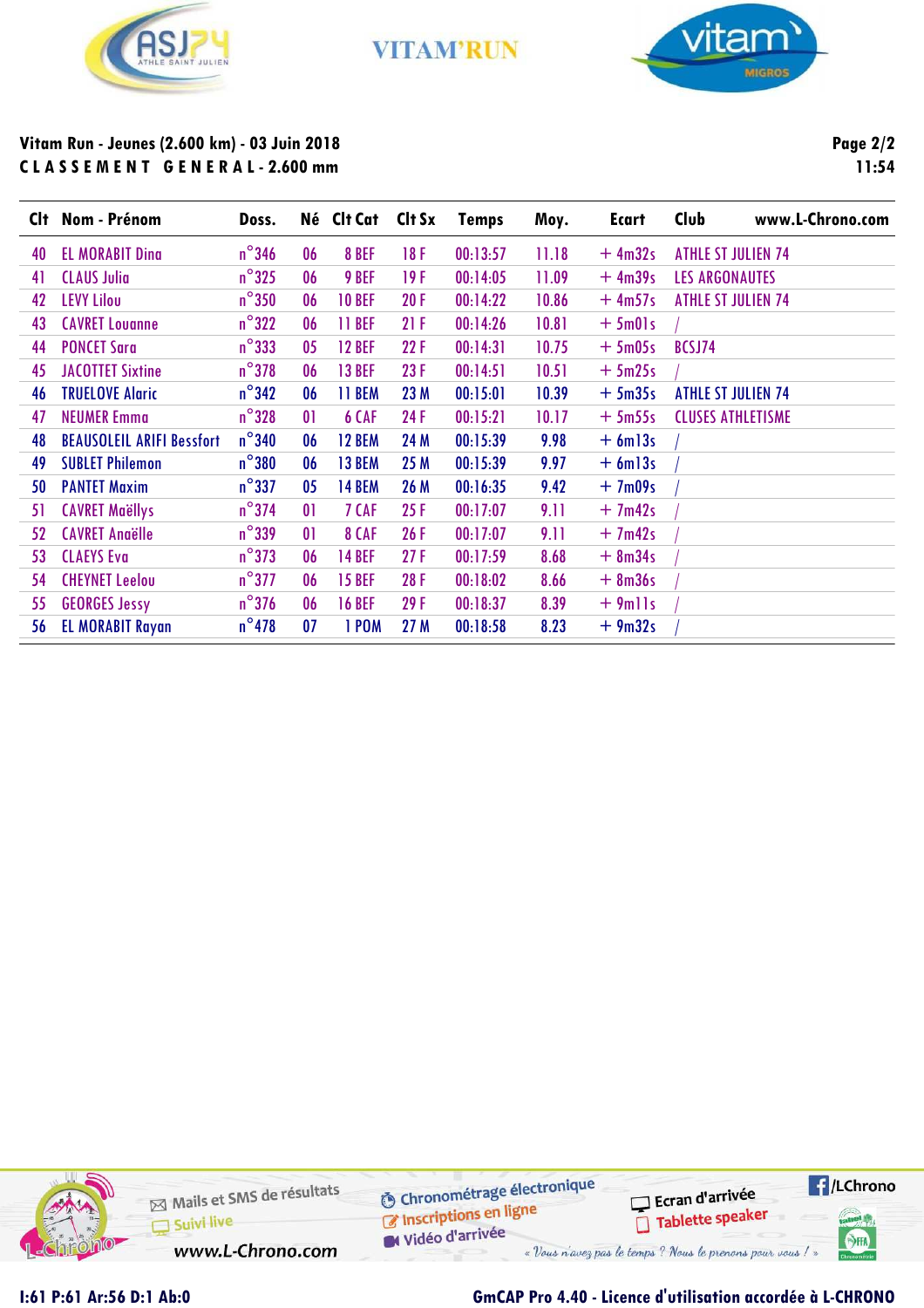## Vitam Run - Jeunes (2.600 km) - 03 Juin 2018

**C L A S S E M E N T   G E N E R A L - 2.600 mm**

| Clt | Nom - Prénom | Doss. | Né | Clt Cat | Clt Sx | Temps | Moy. | Ecart | Club |
|---|---|---|---|---|---|---|---|---|---|
| 40 | EL MORABIT Dina | n°346 | 06 | 8 BEF | 18 F | 00:13:57 | 11.18 | + 4m32s | ATHLE ST JULIEN 74 |
| 41 | CLAUS Julia | n°325 | 06 | 9 BEF | 19 F | 00:14:05 | 11.09 | + 4m39s | LES ARGONAUTES |
| 42 | LEVY Lilou | n°350 | 06 | 10 BEF | 20 F | 00:14:22 | 10.86 | + 4m57s | ATHLE ST JULIEN 74 |
| 43 | CAVRET Louanne | n°322 | 06 | 11 BEF | 21 F | 00:14:26 | 10.81 | + 5m01s | / |
| 44 | PONCET Sara | n°333 | 05 | 12 BEF | 22 F | 00:14:31 | 10.75 | + 5m05s | BCSJ74 |
| 45 | JACOTTET Sixtine | n°378 | 06 | 13 BEF | 23 F | 00:14:51 | 10.51 | + 5m25s | / |
| 46 | TRUELOVE Alaric | n°342 | 06 | 11 BEM | 23 M | 00:15:01 | 10.39 | + 5m35s | ATHLE ST JULIEN 74 |
| 47 | NEUMER Emma | n°328 | 01 | 6 CAF | 24 F | 00:15:21 | 10.17 | + 5m55s | CLUSES ATHLETISME |
| 48 | BEAUSOLEIL ARIFI Bessfort | n°340 | 06 | 12 BEM | 24 M | 00:15:39 | 9.98 | + 6m13s | / |
| 49 | SUBLET Philemon | n°380 | 06 | 13 BEM | 25 M | 00:15:39 | 9.97 | + 6m13s | / |
| 50 | PANTET Maxim | n°337 | 05 | 14 BEM | 26 M | 00:16:35 | 9.42 | + 7m09s | / |
| 51 | CAVRET Maëllys | n°374 | 01 | 7 CAF | 25 F | 00:17:07 | 9.11 | + 7m42s | / |
| 52 | CAVRET Anaëlle | n°339 | 01 | 8 CAF | 26 F | 00:17:07 | 9.11 | + 7m42s | / |
| 53 | CLAEYS Eva | n°373 | 06 | 14 BEF | 27 F | 00:17:59 | 8.68 | + 8m34s | / |
| 54 | CHEYNET Leelou | n°377 | 06 | 15 BEF | 28 F | 00:18:02 | 8.66 | + 8m36s | / |
| 55 | GEORGES Jessy | n°376 | 06 | 16 BEF | 29 F | 00:18:37 | 8.39 | + 9m11s | / |
| 56 | EL MORABIT Rayan | n°478 | 07 | 1 POM | 27 M | 00:18:58 | 8.23 | + 9m32s | / |

I:61 P:61 Ar:56 D:1 Ab:0

GmCAP Pro 4.40 - Licence d'utilisation accordée à L-CHRONO